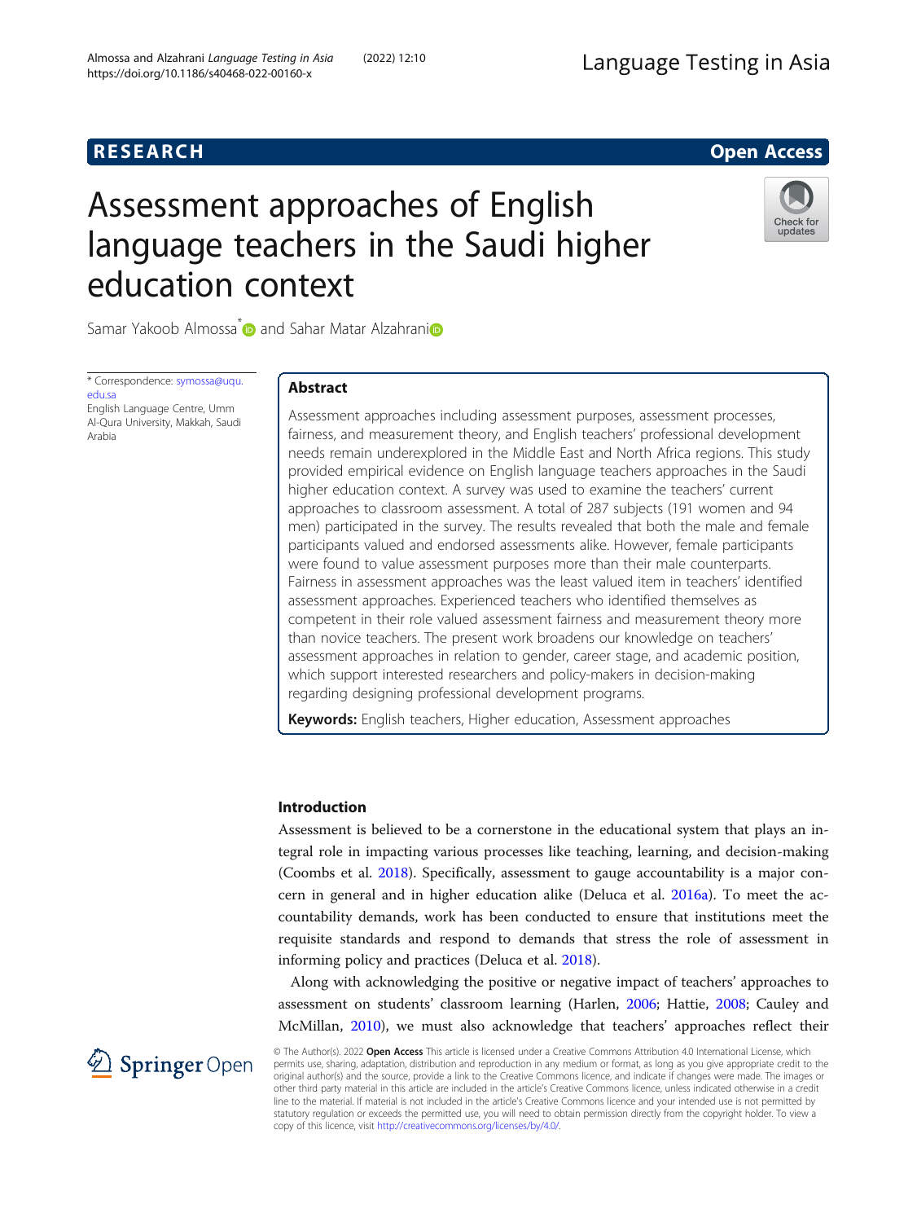RESEARCH

Open Access

# Assessment approaches of English language teachers in the Saudi higher education context

Samar Yakoob Almossa* and Sahar Matar Alzahrani

\* Correspondence: symossa@uqu.edu.sa
English Language Centre, Umm Al-Qura University, Makkah, Saudi Arabia

## Abstract

Assessment approaches including assessment purposes, assessment processes, fairness, and measurement theory, and English teachers' professional development needs remain underexplored in the Middle East and North Africa regions. This study provided empirical evidence on English language teachers approaches in the Saudi higher education context. A survey was used to examine the teachers' current approaches to classroom assessment. A total of 287 subjects (191 women and 94 men) participated in the survey. The results revealed that both the male and female participants valued and endorsed assessments alike. However, female participants were found to value assessment purposes more than their male counterparts. Fairness in assessment approaches was the least valued item in teachers' identified assessment approaches. Experienced teachers who identified themselves as competent in their role valued assessment fairness and measurement theory more than novice teachers. The present work broadens our knowledge on teachers' assessment approaches in relation to gender, career stage, and academic position, which support interested researchers and policy-makers in decision-making regarding designing professional development programs.

**Keywords:** English teachers, Higher education, Assessment approaches

## Introduction

Assessment is believed to be a cornerstone in the educational system that plays an integral role in impacting various processes like teaching, learning, and decision-making (Coombs et al. 2018). Specifically, assessment to gauge accountability is a major concern in general and in higher education alike (Deluca et al. 2016a). To meet the accountability demands, work has been conducted to ensure that institutions meet the requisite standards and respond to demands that stress the role of assessment in informing policy and practices (Deluca et al. 2018).

Along with acknowledging the positive or negative impact of teachers' approaches to assessment on students' classroom learning (Harlen, 2006; Hattie, 2008; Cauley and McMillan, 2010), we must also acknowledge that teachers' approaches reflect their

© The Author(s). 2022 **Open Access** This article is licensed under a Creative Commons Attribution 4.0 International License, which permits use, sharing, adaptation, distribution and reproduction in any medium or format, as long as you give appropriate credit to the original author(s) and the source, provide a link to the Creative Commons licence, and indicate if changes were made. The images or other third party material in this article are included in the article's Creative Commons licence, unless indicated otherwise in a credit line to the material. If material is not included in the article's Creative Commons licence and your intended use is not permitted by statutory regulation or exceeds the permitted use, you will need to obtain permission directly from the copyright holder. To view a copy of this licence, visit http://creativecommons.org/licenses/by/4.0/.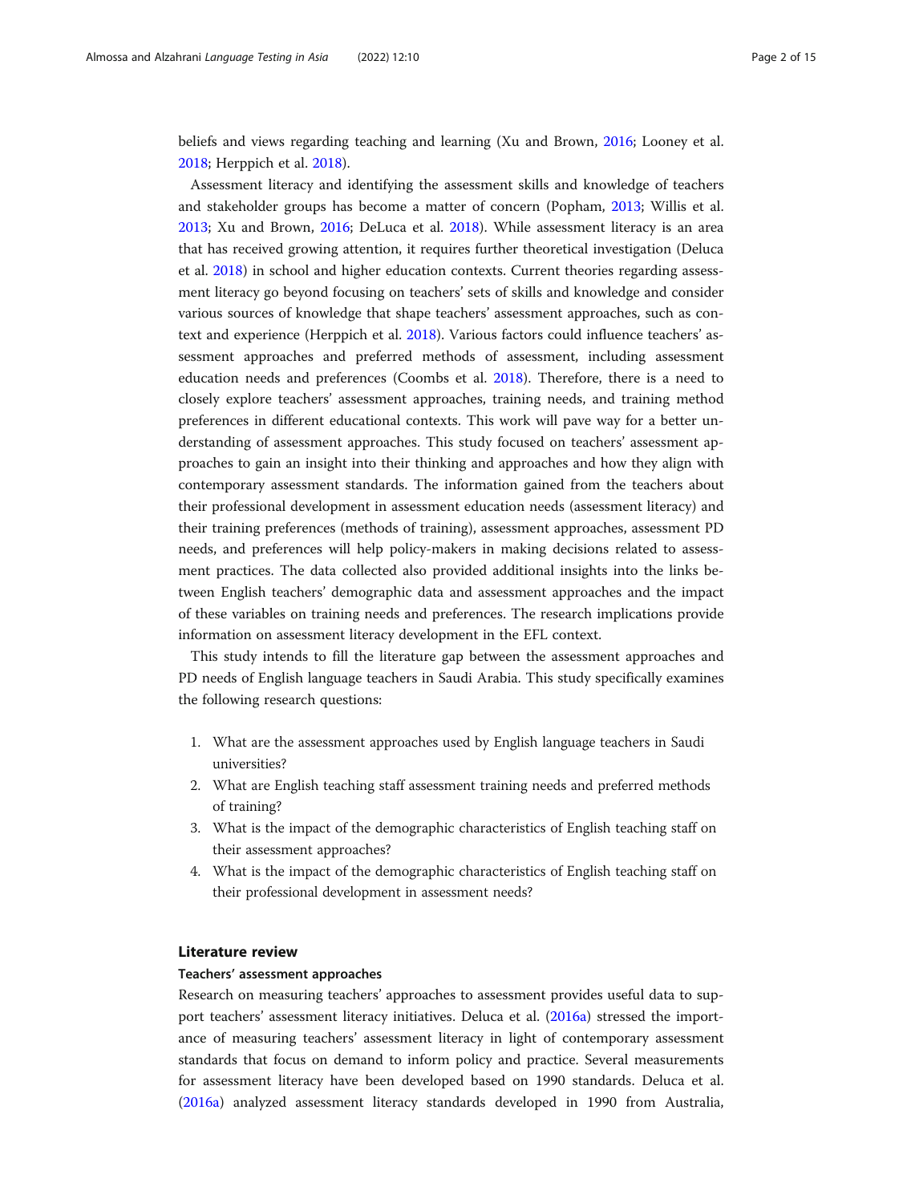beliefs and views regarding teaching and learning (Xu and Brown, 2016; Looney et al. 2018; Herppich et al. 2018).

Assessment literacy and identifying the assessment skills and knowledge of teachers and stakeholder groups has become a matter of concern (Popham, 2013; Willis et al. 2013; Xu and Brown, 2016; DeLuca et al. 2018). While assessment literacy is an area that has received growing attention, it requires further theoretical investigation (Deluca et al. 2018) in school and higher education contexts. Current theories regarding assessment literacy go beyond focusing on teachers' sets of skills and knowledge and consider various sources of knowledge that shape teachers' assessment approaches, such as context and experience (Herppich et al. 2018). Various factors could influence teachers' assessment approaches and preferred methods of assessment, including assessment education needs and preferences (Coombs et al. 2018). Therefore, there is a need to closely explore teachers' assessment approaches, training needs, and training method preferences in different educational contexts. This work will pave way for a better understanding of assessment approaches. This study focused on teachers' assessment approaches to gain an insight into their thinking and approaches and how they align with contemporary assessment standards. The information gained from the teachers about their professional development in assessment education needs (assessment literacy) and their training preferences (methods of training), assessment approaches, assessment PD needs, and preferences will help policy-makers in making decisions related to assessment practices. The data collected also provided additional insights into the links between English teachers' demographic data and assessment approaches and the impact of these variables on training needs and preferences. The research implications provide information on assessment literacy development in the EFL context.

This study intends to fill the literature gap between the assessment approaches and PD needs of English language teachers in Saudi Arabia. This study specifically examines the following research questions:

1. What are the assessment approaches used by English language teachers in Saudi universities?
2. What are English teaching staff assessment training needs and preferred methods of training?
3. What is the impact of the demographic characteristics of English teaching staff on their assessment approaches?
4. What is the impact of the demographic characteristics of English teaching staff on their professional development in assessment needs?

## Literature review

### Teachers' assessment approaches

Research on measuring teachers' approaches to assessment provides useful data to support teachers' assessment literacy initiatives. Deluca et al. (2016a) stressed the importance of measuring teachers' assessment literacy in light of contemporary assessment standards that focus on demand to inform policy and practice. Several measurements for assessment literacy have been developed based on 1990 standards. Deluca et al. (2016a) analyzed assessment literacy standards developed in 1990 from Australia,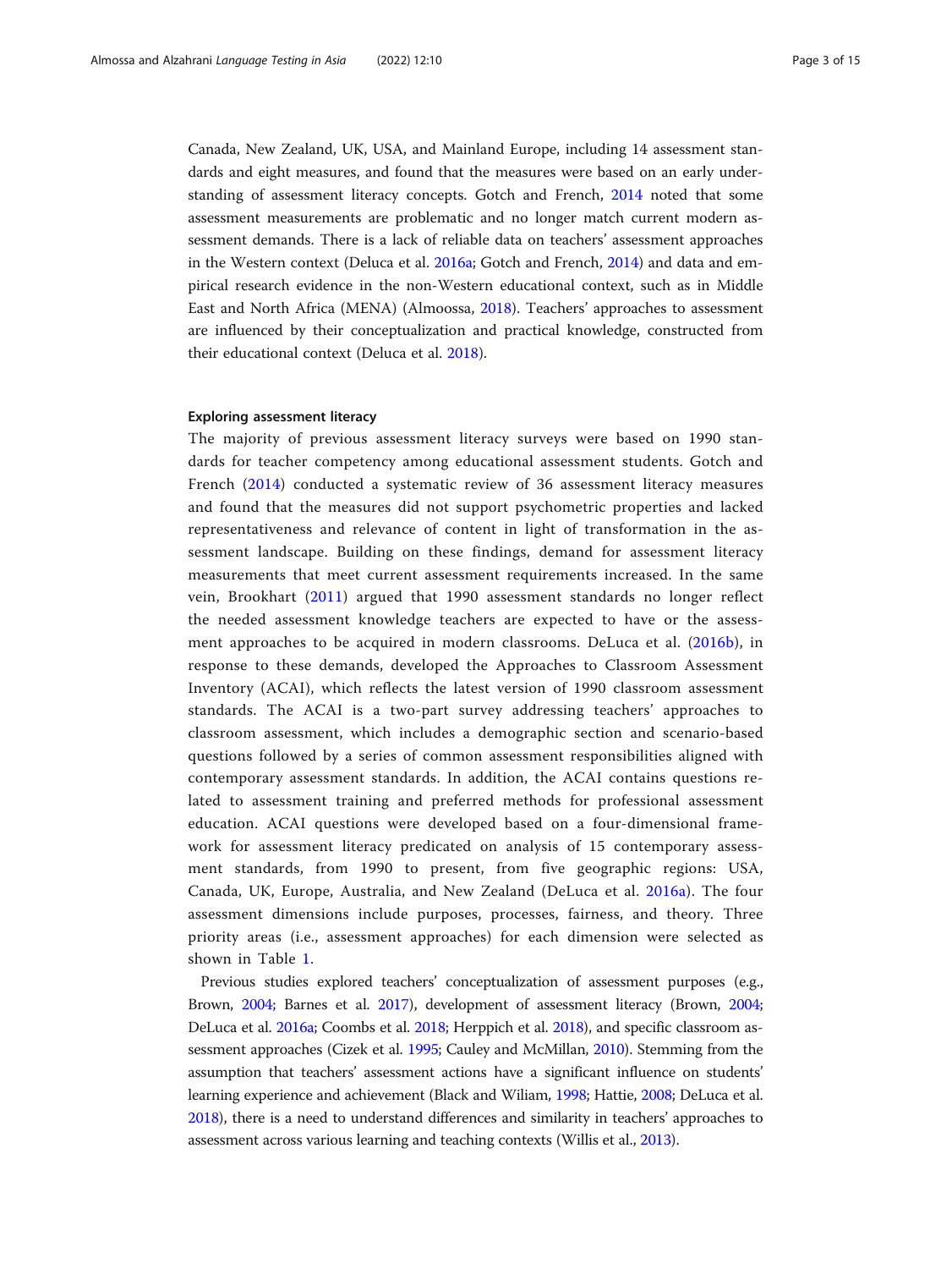Canada, New Zealand, UK, USA, and Mainland Europe, including 14 assessment standards and eight measures, and found that the measures were based on an early understanding of assessment literacy concepts. Gotch and French, 2014 noted that some assessment measurements are problematic and no longer match current modern assessment demands. There is a lack of reliable data on teachers' assessment approaches in the Western context (Deluca et al. 2016a; Gotch and French, 2014) and data and empirical research evidence in the non-Western educational context, such as in Middle East and North Africa (MENA) (Almoossa, 2018). Teachers' approaches to assessment are influenced by their conceptualization and practical knowledge, constructed from their educational context (Deluca et al. 2018).

### Exploring assessment literacy

The majority of previous assessment literacy surveys were based on 1990 standards for teacher competency among educational assessment students. Gotch and French (2014) conducted a systematic review of 36 assessment literacy measures and found that the measures did not support psychometric properties and lacked representativeness and relevance of content in light of transformation in the assessment landscape. Building on these findings, demand for assessment literacy measurements that meet current assessment requirements increased. In the same vein, Brookhart (2011) argued that 1990 assessment standards no longer reflect the needed assessment knowledge teachers are expected to have or the assessment approaches to be acquired in modern classrooms. DeLuca et al. (2016b), in response to these demands, developed the Approaches to Classroom Assessment Inventory (ACAI), which reflects the latest version of 1990 classroom assessment standards. The ACAI is a two-part survey addressing teachers' approaches to classroom assessment, which includes a demographic section and scenario-based questions followed by a series of common assessment responsibilities aligned with contemporary assessment standards. In addition, the ACAI contains questions related to assessment training and preferred methods for professional assessment education. ACAI questions were developed based on a four-dimensional framework for assessment literacy predicated on analysis of 15 contemporary assessment standards, from 1990 to present, from five geographic regions: USA, Canada, UK, Europe, Australia, and New Zealand (DeLuca et al. 2016a). The four assessment dimensions include purposes, processes, fairness, and theory. Three priority areas (i.e., assessment approaches) for each dimension were selected as shown in Table 1.

Previous studies explored teachers' conceptualization of assessment purposes (e.g., Brown, 2004; Barnes et al. 2017), development of assessment literacy (Brown, 2004; DeLuca et al. 2016a; Coombs et al. 2018; Herppich et al. 2018), and specific classroom assessment approaches (Cizek et al. 1995; Cauley and McMillan, 2010). Stemming from the assumption that teachers' assessment actions have a significant influence on students' learning experience and achievement (Black and Wiliam, 1998; Hattie, 2008; DeLuca et al. 2018), there is a need to understand differences and similarity in teachers' approaches to assessment across various learning and teaching contexts (Willis et al., 2013).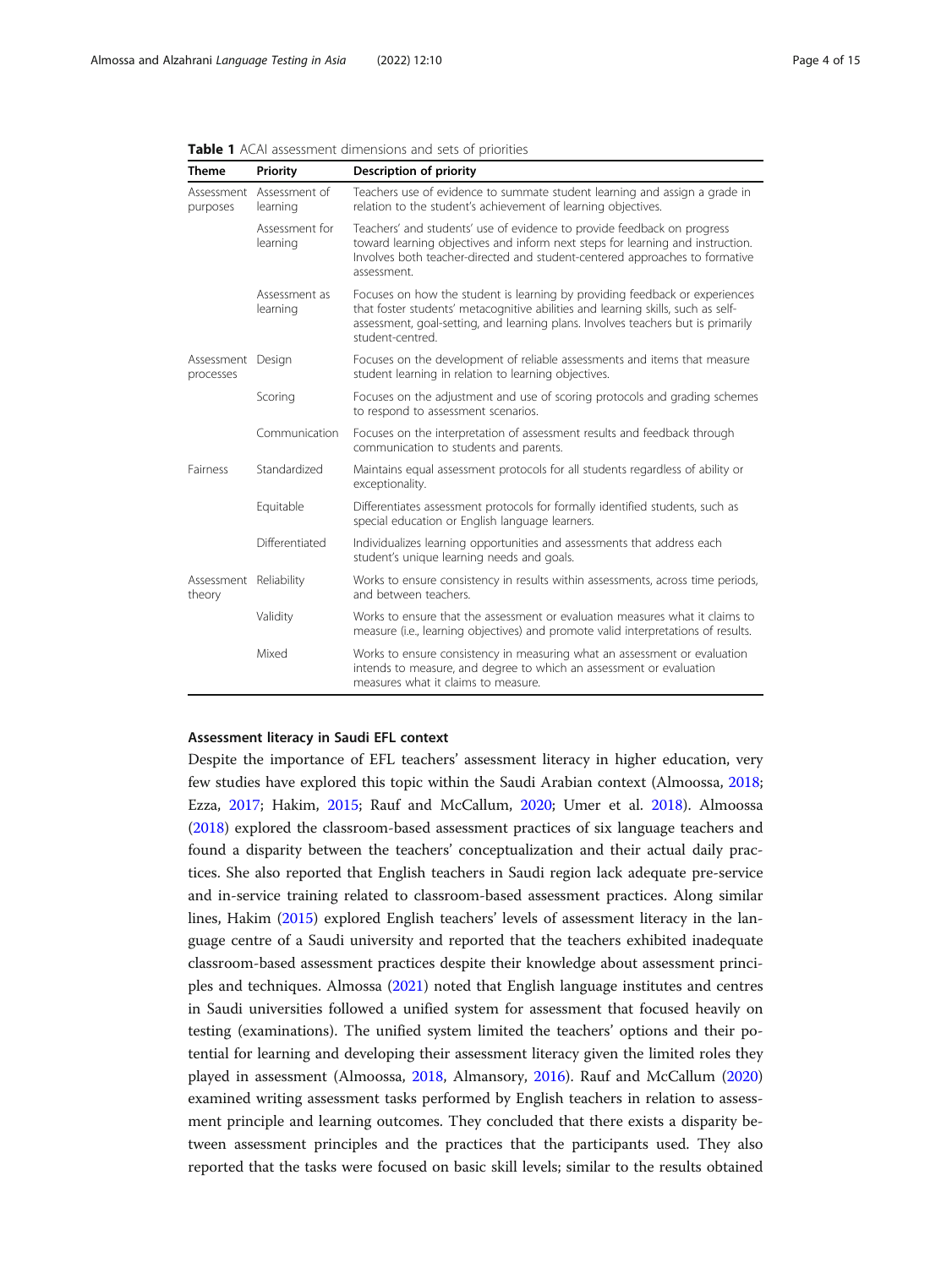**Table 1** ACAI assessment dimensions and sets of priorities

| Theme | Priority | Description of priority |
| --- | --- | --- |
| Assessment purposes | Assessment of learning | Teachers use of evidence to summate student learning and assign a grade in relation to the student's achievement of learning objectives. |
| | Assessment for learning | Teachers' and students' use of evidence to provide feedback on progress toward learning objectives and inform next steps for learning and instruction. Involves both teacher-directed and student-centered approaches to formative assessment. |
| | Assessment as learning | Focuses on how the student is learning by providing feedback or experiences that foster students' metacognitive abilities and learning skills, such as self-assessment, goal-setting, and learning plans. Involves teachers but is primarily student-centred. |
| Assessment processes | Design | Focuses on the development of reliable assessments and items that measure student learning in relation to learning objectives. |
| | Scoring | Focuses on the adjustment and use of scoring protocols and grading schemes to respond to assessment scenarios. |
| | Communication | Focuses on the interpretation of assessment results and feedback through communication to students and parents. |
| Fairness | Standardized | Maintains equal assessment protocols for all students regardless of ability or exceptionality. |
| | Equitable | Differentiates assessment protocols for formally identified students, such as special education or English language learners. |
| | Differentiated | Individualizes learning opportunities and assessments that address each student's unique learning needs and goals. |
| Assessment theory | Reliability | Works to ensure consistency in results within assessments, across time periods, and between teachers. |
| | Validity | Works to ensure that the assessment or evaluation measures what it claims to measure (i.e., learning objectives) and promote valid interpretations of results. |
| | Mixed | Works to ensure consistency in measuring what an assessment or evaluation intends to measure, and degree to which an assessment or evaluation measures what it claims to measure. |

### Assessment literacy in Saudi EFL context

Despite the importance of EFL teachers' assessment literacy in higher education, very few studies have explored this topic within the Saudi Arabian context (Almoossa, 2018; Ezza, 2017; Hakim, 2015; Rauf and McCallum, 2020; Umer et al. 2018). Almoossa (2018) explored the classroom-based assessment practices of six language teachers and found a disparity between the teachers' conceptualization and their actual daily practices. She also reported that English teachers in Saudi region lack adequate pre-service and in-service training related to classroom-based assessment practices. Along similar lines, Hakim (2015) explored English teachers' levels of assessment literacy in the language centre of a Saudi university and reported that the teachers exhibited inadequate classroom-based assessment practices despite their knowledge about assessment principles and techniques. Almossa (2021) noted that English language institutes and centres in Saudi universities followed a unified system for assessment that focused heavily on testing (examinations). The unified system limited the teachers' options and their potential for learning and developing their assessment literacy given the limited roles they played in assessment (Almoossa, 2018, Almansory, 2016). Rauf and McCallum (2020) examined writing assessment tasks performed by English teachers in relation to assessment principle and learning outcomes. They concluded that there exists a disparity between assessment principles and the practices that the participants used. They also reported that the tasks were focused on basic skill levels; similar to the results obtained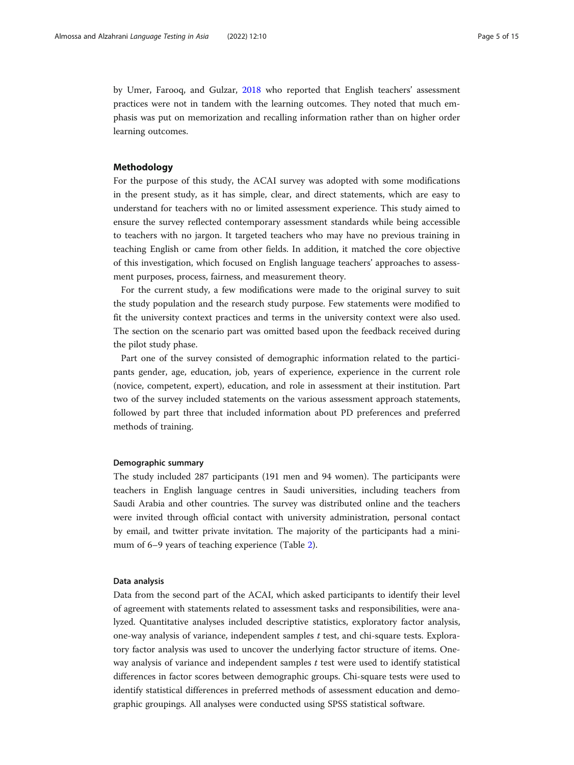by Umer, Farooq, and Gulzar, 2018 who reported that English teachers' assessment practices were not in tandem with the learning outcomes. They noted that much emphasis was put on memorization and recalling information rather than on higher order learning outcomes.

## Methodology

For the purpose of this study, the ACAI survey was adopted with some modifications in the present study, as it has simple, clear, and direct statements, which are easy to understand for teachers with no or limited assessment experience. This study aimed to ensure the survey reflected contemporary assessment standards while being accessible to teachers with no jargon. It targeted teachers who may have no previous training in teaching English or came from other fields. In addition, it matched the core objective of this investigation, which focused on English language teachers' approaches to assessment purposes, process, fairness, and measurement theory.

For the current study, a few modifications were made to the original survey to suit the study population and the research study purpose. Few statements were modified to fit the university context practices and terms in the university context were also used. The section on the scenario part was omitted based upon the feedback received during the pilot study phase.

Part one of the survey consisted of demographic information related to the participants gender, age, education, job, years of experience, experience in the current role (novice, competent, expert), education, and role in assessment at their institution. Part two of the survey included statements on the various assessment approach statements, followed by part three that included information about PD preferences and preferred methods of training.

### Demographic summary

The study included 287 participants (191 men and 94 women). The participants were teachers in English language centres in Saudi universities, including teachers from Saudi Arabia and other countries. The survey was distributed online and the teachers were invited through official contact with university administration, personal contact by email, and twitter private invitation. The majority of the participants had a minimum of 6–9 years of teaching experience (Table 2).

### Data analysis

Data from the second part of the ACAI, which asked participants to identify their level of agreement with statements related to assessment tasks and responsibilities, were analyzed. Quantitative analyses included descriptive statistics, exploratory factor analysis, one-way analysis of variance, independent samples *t* test, and chi-square tests. Exploratory factor analysis was used to uncover the underlying factor structure of items. One-way analysis of variance and independent samples *t* test were used to identify statistical differences in factor scores between demographic groups. Chi-square tests were used to identify statistical differences in preferred methods of assessment education and demographic groupings. All analyses were conducted using SPSS statistical software.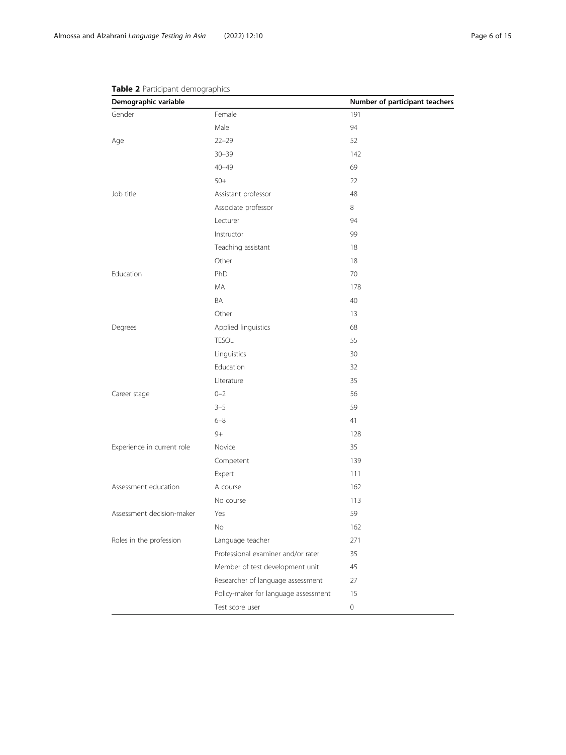**Table 2** Participant demographics

| Demographic variable | | Number of participant teachers |
|---|---|---|
| Gender | Female | 191 |
| | Male | 94 |
| Age | 22–29 | 52 |
| | 30–39 | 142 |
| | 40–49 | 69 |
| | 50+ | 22 |
| Job title | Assistant professor | 48 |
| | Associate professor | 8 |
| | Lecturer | 94 |
| | Instructor | 99 |
| | Teaching assistant | 18 |
| | Other | 18 |
| Education | PhD | 70 |
| | MA | 178 |
| | BA | 40 |
| | Other | 13 |
| Degrees | Applied linguistics | 68 |
| | TESOL | 55 |
| | Linguistics | 30 |
| | Education | 32 |
| | Literature | 35 |
| Career stage | 0–2 | 56 |
| | 3–5 | 59 |
| | 6–8 | 41 |
| | 9+ | 128 |
| Experience in current role | Novice | 35 |
| | Competent | 139 |
| | Expert | 111 |
| Assessment education | A course | 162 |
| | No course | 113 |
| Assessment decision-maker | Yes | 59 |
| | No | 162 |
| Roles in the profession | Language teacher | 271 |
| | Professional examiner and/or rater | 35 |
| | Member of test development unit | 45 |
| | Researcher of language assessment | 27 |
| | Policy-maker for language assessment | 15 |
| | Test score user | 0 |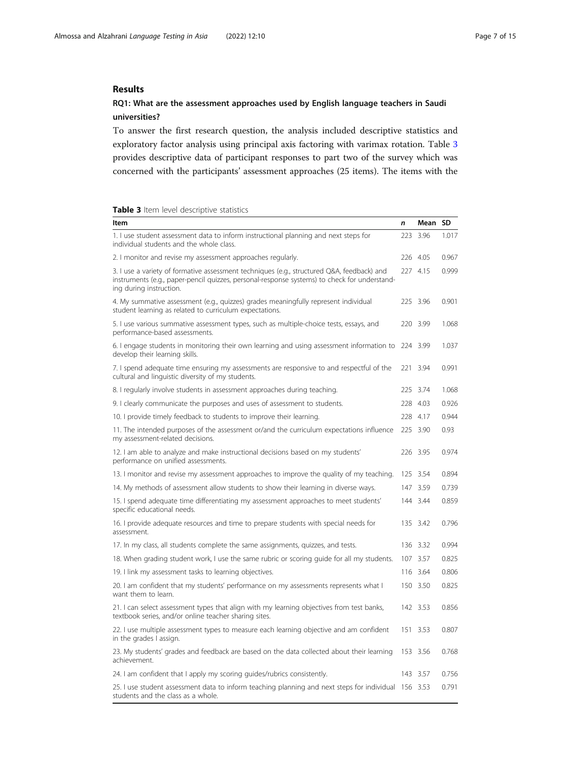## Results

### RQ1: What are the assessment approaches used by English language teachers in Saudi universities?

To answer the first research question, the analysis included descriptive statistics and exploratory factor analysis using principal axis factoring with varimax rotation. Table 3 provides descriptive data of participant responses to part two of the survey which was concerned with the participants' assessment approaches (25 items). The items with the

**Table 3** Item level descriptive statistics

| Item | *n* | Mean | SD |
|---|---|---|---|
| 1. I use student assessment data to inform instructional planning and next steps for individual students and the whole class. | 223 | 3.96 | 1.017 |
| 2. I monitor and revise my assessment approaches regularly. | 226 | 4.05 | 0.967 |
| 3. I use a variety of formative assessment techniques (e.g., structured Q&A, feedback) and instruments (e.g., paper-pencil quizzes, personal-response systems) to check for understanding during instruction. | 227 | 4.15 | 0.999 |
| 4. My summative assessment (e.g., quizzes) grades meaningfully represent individual student learning as related to curriculum expectations. | 225 | 3.96 | 0.901 |
| 5. I use various summative assessment types, such as multiple-choice tests, essays, and performance-based assessments. | 220 | 3.99 | 1.068 |
| 6. I engage students in monitoring their own learning and using assessment information to develop their learning skills. | 224 | 3.99 | 1.037 |
| 7. I spend adequate time ensuring my assessments are responsive to and respectful of the cultural and linguistic diversity of my students. | 221 | 3.94 | 0.991 |
| 8. I regularly involve students in assessment approaches during teaching. | 225 | 3.74 | 1.068 |
| 9. I clearly communicate the purposes and uses of assessment to students. | 228 | 4.03 | 0.926 |
| 10. I provide timely feedback to students to improve their learning. | 228 | 4.17 | 0.944 |
| 11. The intended purposes of the assessment or/and the curriculum expectations influence my assessment-related decisions. | 225 | 3.90 | 0.93 |
| 12. I am able to analyze and make instructional decisions based on my students' performance on unified assessments. | 226 | 3.95 | 0.974 |
| 13. I monitor and revise my assessment approaches to improve the quality of my teaching. | 125 | 3.54 | 0.894 |
| 14. My methods of assessment allow students to show their learning in diverse ways. | 147 | 3.59 | 0.739 |
| 15. I spend adequate time differentiating my assessment approaches to meet students' specific educational needs. | 144 | 3.44 | 0.859 |
| 16. I provide adequate resources and time to prepare students with special needs for assessment. | 135 | 3.42 | 0.796 |
| 17. In my class, all students complete the same assignments, quizzes, and tests. | 136 | 3.32 | 0.994 |
| 18. When grading student work, I use the same rubric or scoring guide for all my students. | 107 | 3.57 | 0.825 |
| 19. I link my assessment tasks to learning objectives. | 116 | 3.64 | 0.806 |
| 20. I am confident that my students' performance on my assessments represents what I want them to learn. | 150 | 3.50 | 0.825 |
| 21. I can select assessment types that align with my learning objectives from test banks, textbook series, and/or online teacher sharing sites. | 142 | 3.53 | 0.856 |
| 22. I use multiple assessment types to measure each learning objective and am confident in the grades I assign. | 151 | 3.53 | 0.807 |
| 23. My students' grades and feedback are based on the data collected about their learning achievement. | 153 | 3.56 | 0.768 |
| 24. I am confident that I apply my scoring guides/rubrics consistently. | 143 | 3.57 | 0.756 |
| 25. I use student assessment data to inform teaching planning and next steps for individual students and the class as a whole. | 156 | 3.53 | 0.791 |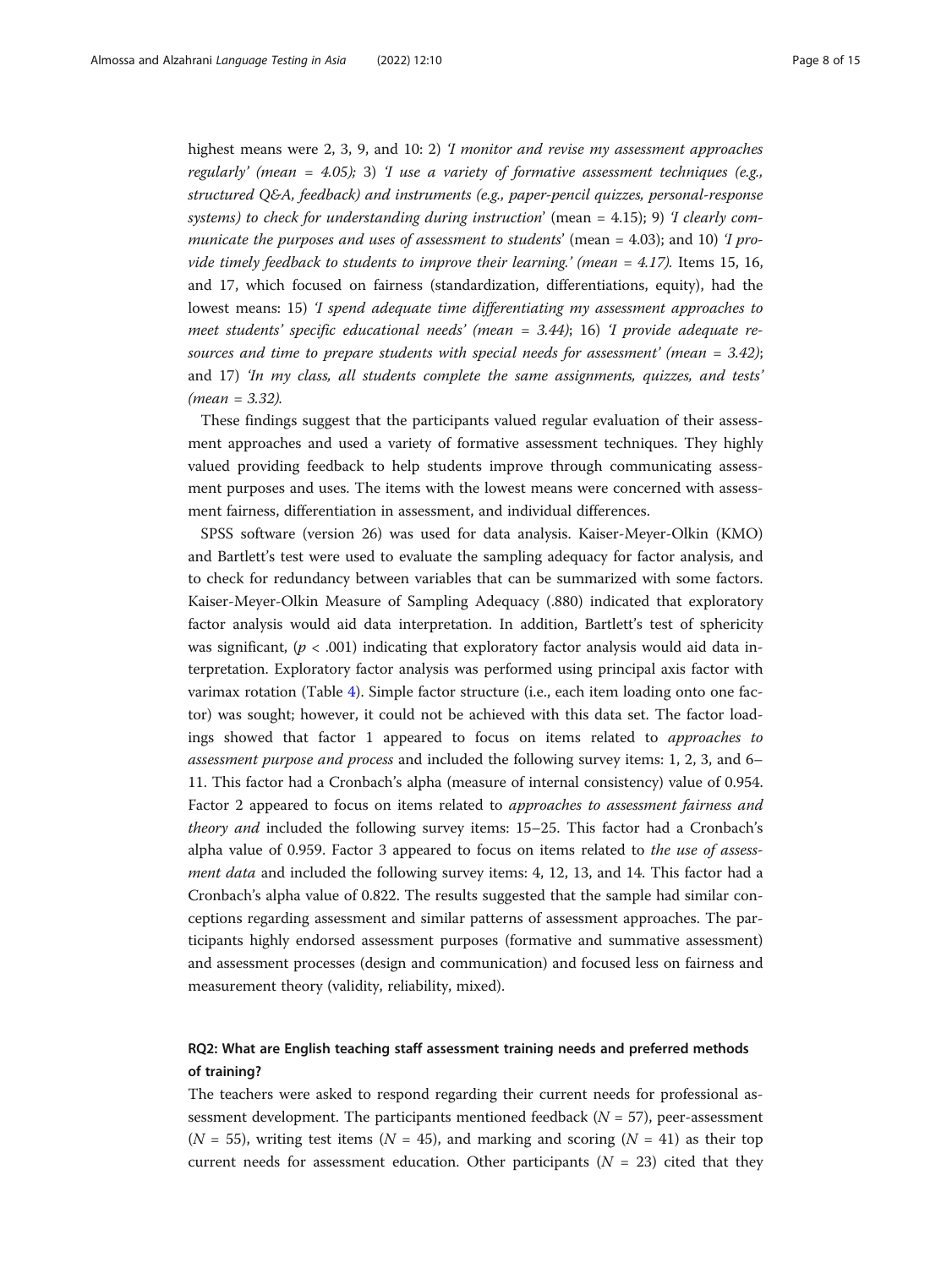highest means were 2, 3, 9, and 10: 2) *'I monitor and revise my assessment approaches regularly' (mean = 4.05);* 3) *'I use a variety of formative assessment techniques (e.g., structured Q&A, feedback) and instruments (e.g., paper-pencil quizzes, personal-response systems) to check for understanding during instruction*' (mean = 4.15); 9) *'I clearly communicate the purposes and uses of assessment to students*' (mean = 4.03); and 10) *'I provide timely feedback to students to improve their learning.' (mean = 4.17).* Items 15, 16, and 17, which focused on fairness (standardization, differentiations, equity), had the lowest means: 15) *'I spend adequate time differentiating my assessment approaches to meet students' specific educational needs' (mean = 3.44)*; 16) *'I provide adequate resources and time to prepare students with special needs for assessment' (mean = 3.42)*; and 17) *'In my class, all students complete the same assignments, quizzes, and tests' (mean = 3.32).*

These findings suggest that the participants valued regular evaluation of their assessment approaches and used a variety of formative assessment techniques. They highly valued providing feedback to help students improve through communicating assessment purposes and uses. The items with the lowest means were concerned with assessment fairness, differentiation in assessment, and individual differences.

SPSS software (version 26) was used for data analysis. Kaiser-Meyer-Olkin (KMO) and Bartlett's test were used to evaluate the sampling adequacy for factor analysis, and to check for redundancy between variables that can be summarized with some factors. Kaiser-Meyer-Olkin Measure of Sampling Adequacy (.880) indicated that exploratory factor analysis would aid data interpretation. In addition, Bartlett's test of sphericity was significant, ($p < .001$) indicating that exploratory factor analysis would aid data interpretation. Exploratory factor analysis was performed using principal axis factor with varimax rotation (Table 4). Simple factor structure (i.e., each item loading onto one factor) was sought; however, it could not be achieved with this data set. The factor loadings showed that factor 1 appeared to focus on items related to *approaches to assessment purpose and process* and included the following survey items: 1, 2, 3, and 6–11. This factor had a Cronbach's alpha (measure of internal consistency) value of 0.954. Factor 2 appeared to focus on items related to *approaches to assessment fairness and theory and* included the following survey items: 15–25. This factor had a Cronbach's alpha value of 0.959. Factor 3 appeared to focus on items related to *the use of assessment data* and included the following survey items: 4, 12, 13, and 14. This factor had a Cronbach's alpha value of 0.822. The results suggested that the sample had similar conceptions regarding assessment and similar patterns of assessment approaches. The participants highly endorsed assessment purposes (formative and summative assessment) and assessment processes (design and communication) and focused less on fairness and measurement theory (validity, reliability, mixed).

### RQ2: What are English teaching staff assessment training needs and preferred methods of training?

The teachers were asked to respond regarding their current needs for professional assessment development. The participants mentioned feedback ($N = 57$), peer-assessment ($N = 55$), writing test items ($N = 45$), and marking and scoring ($N = 41$) as their top current needs for assessment education. Other participants ($N = 23$) cited that they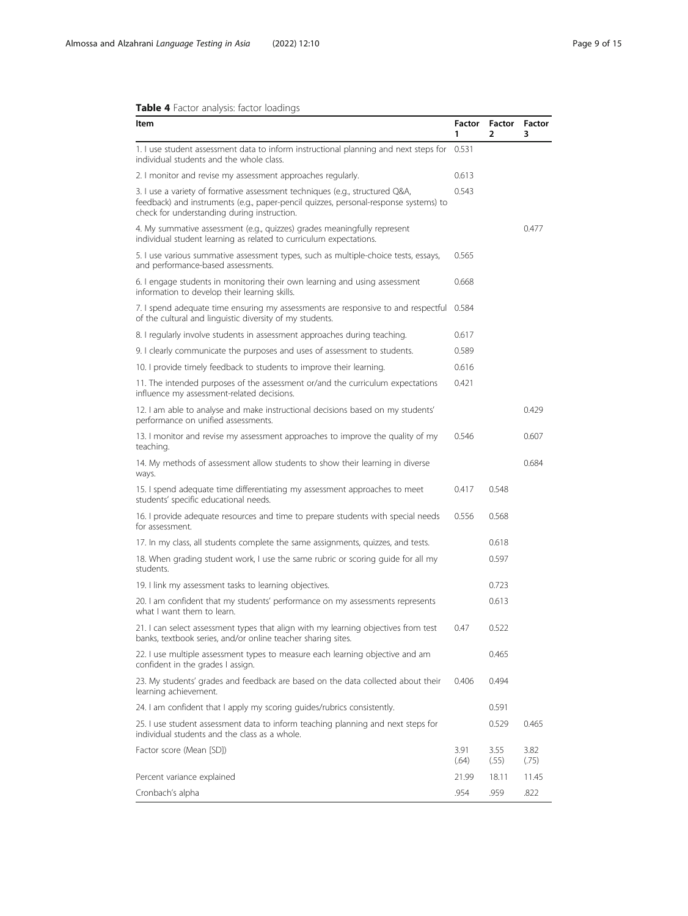**Table 4** Factor analysis: factor loadings

| Item | Factor 1 | Factor 2 | Factor 3 |
|---|---|---|---|
| 1. I use student assessment data to inform instructional planning and next steps for individual students and the whole class. | 0.531 | | |
| 2. I monitor and revise my assessment approaches regularly. | 0.613 | | |
| 3. I use a variety of formative assessment techniques (e.g., structured Q&A, feedback) and instruments (e.g., paper-pencil quizzes, personal-response systems) to check for understanding during instruction. | 0.543 | | |
| 4. My summative assessment (e.g., quizzes) grades meaningfully represent individual student learning as related to curriculum expectations. | | | 0.477 |
| 5. I use various summative assessment types, such as multiple-choice tests, essays, and performance-based assessments. | 0.565 | | |
| 6. I engage students in monitoring their own learning and using assessment information to develop their learning skills. | 0.668 | | |
| 7. I spend adequate time ensuring my assessments are responsive to and respectful of the cultural and linguistic diversity of my students. | 0.584 | | |
| 8. I regularly involve students in assessment approaches during teaching. | 0.617 | | |
| 9. I clearly communicate the purposes and uses of assessment to students. | 0.589 | | |
| 10. I provide timely feedback to students to improve their learning. | 0.616 | | |
| 11. The intended purposes of the assessment or/and the curriculum expectations influence my assessment-related decisions. | 0.421 | | |
| 12. I am able to analyse and make instructional decisions based on my students' performance on unified assessments. | | | 0.429 |
| 13. I monitor and revise my assessment approaches to improve the quality of my teaching. | 0.546 | | 0.607 |
| 14. My methods of assessment allow students to show their learning in diverse ways. | | | 0.684 |
| 15. I spend adequate time differentiating my assessment approaches to meet students' specific educational needs. | 0.417 | 0.548 | |
| 16. I provide adequate resources and time to prepare students with special needs for assessment. | 0.556 | 0.568 | |
| 17. In my class, all students complete the same assignments, quizzes, and tests. | | 0.618 | |
| 18. When grading student work, I use the same rubric or scoring guide for all my students. | | 0.597 | |
| 19. I link my assessment tasks to learning objectives. | | 0.723 | |
| 20. I am confident that my students' performance on my assessments represents what I want them to learn. | | 0.613 | |
| 21. I can select assessment types that align with my learning objectives from test banks, textbook series, and/or online teacher sharing sites. | 0.47 | 0.522 | |
| 22. I use multiple assessment types to measure each learning objective and am confident in the grades I assign. | | 0.465 | |
| 23. My students' grades and feedback are based on the data collected about their learning achievement. | 0.406 | 0.494 | |
| 24. I am confident that I apply my scoring guides/rubrics consistently. | | 0.591 | |
| 25. I use student assessment data to inform teaching planning and next steps for individual students and the class as a whole. | | 0.529 | 0.465 |
| Factor score (Mean [SD]) | 3.91 (.64) | 3.55 (.55) | 3.82 (.75) |
| Percent variance explained | 21.99 | 18.11 | 11.45 |
| Cronbach's alpha | .954 | .959 | .822 |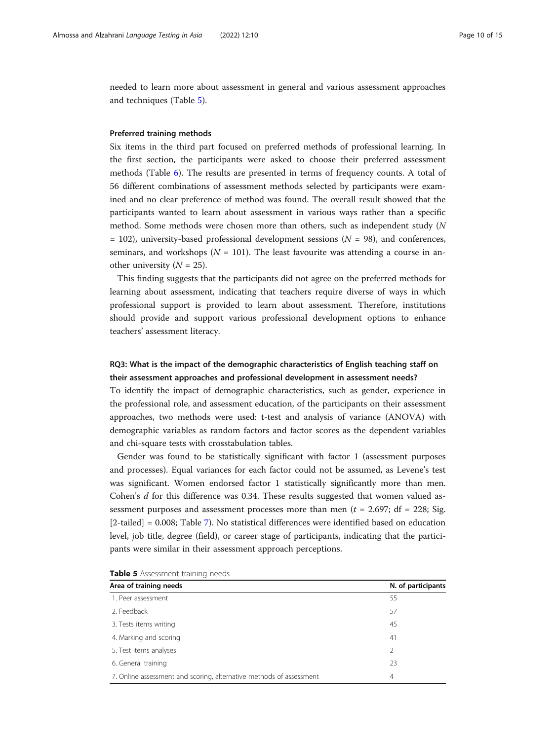needed to learn more about assessment in general and various assessment approaches and techniques (Table 5).

#### Preferred training methods

Six items in the third part focused on preferred methods of professional learning. In the first section, the participants were asked to choose their preferred assessment methods (Table 6). The results are presented in terms of frequency counts. A total of 56 different combinations of assessment methods selected by participants were examined and no clear preference of method was found. The overall result showed that the participants wanted to learn about assessment in various ways rather than a specific method. Some methods were chosen more than others, such as independent study ($N = 102$), university-based professional development sessions ($N = 98$), and conferences, seminars, and workshops ($N = 101$). The least favourite was attending a course in another university ($N = 25$).

This finding suggests that the participants did not agree on the preferred methods for learning about assessment, indicating that teachers require diverse of ways in which professional support is provided to learn about assessment. Therefore, institutions should provide and support various professional development options to enhance teachers' assessment literacy.

### RQ3: What is the impact of the demographic characteristics of English teaching staff on their assessment approaches and professional development in assessment needs?

To identify the impact of demographic characteristics, such as gender, experience in the professional role, and assessment education, of the participants on their assessment approaches, two methods were used: t-test and analysis of variance (ANOVA) with demographic variables as random factors and factor scores as the dependent variables and chi-square tests with crosstabulation tables.

Gender was found to be statistically significant with factor 1 (assessment purposes and processes). Equal variances for each factor could not be assumed, as Levene's test was significant. Women endorsed factor 1 statistically significantly more than men. Cohen's $d$ for this difference was 0.34. These results suggested that women valued assessment purposes and assessment processes more than men ($t = 2.697$; df = 228; Sig. [2-tailed] = 0.008; Table 7). No statistical differences were identified based on education level, job title, degree (field), or career stage of participants, indicating that the participants were similar in their assessment approach perceptions.

**Table 5** Assessment training needs

| Area of training needs | N. of participants |
|---|---|
| 1. Peer assessment | 55 |
| 2. Feedback | 57 |
| 3. Tests items writing | 45 |
| 4. Marking and scoring | 41 |
| 5. Test items analyses | 2 |
| 6. General training | 23 |
| 7. Online assessment and scoring, alternative methods of assessment | 4 |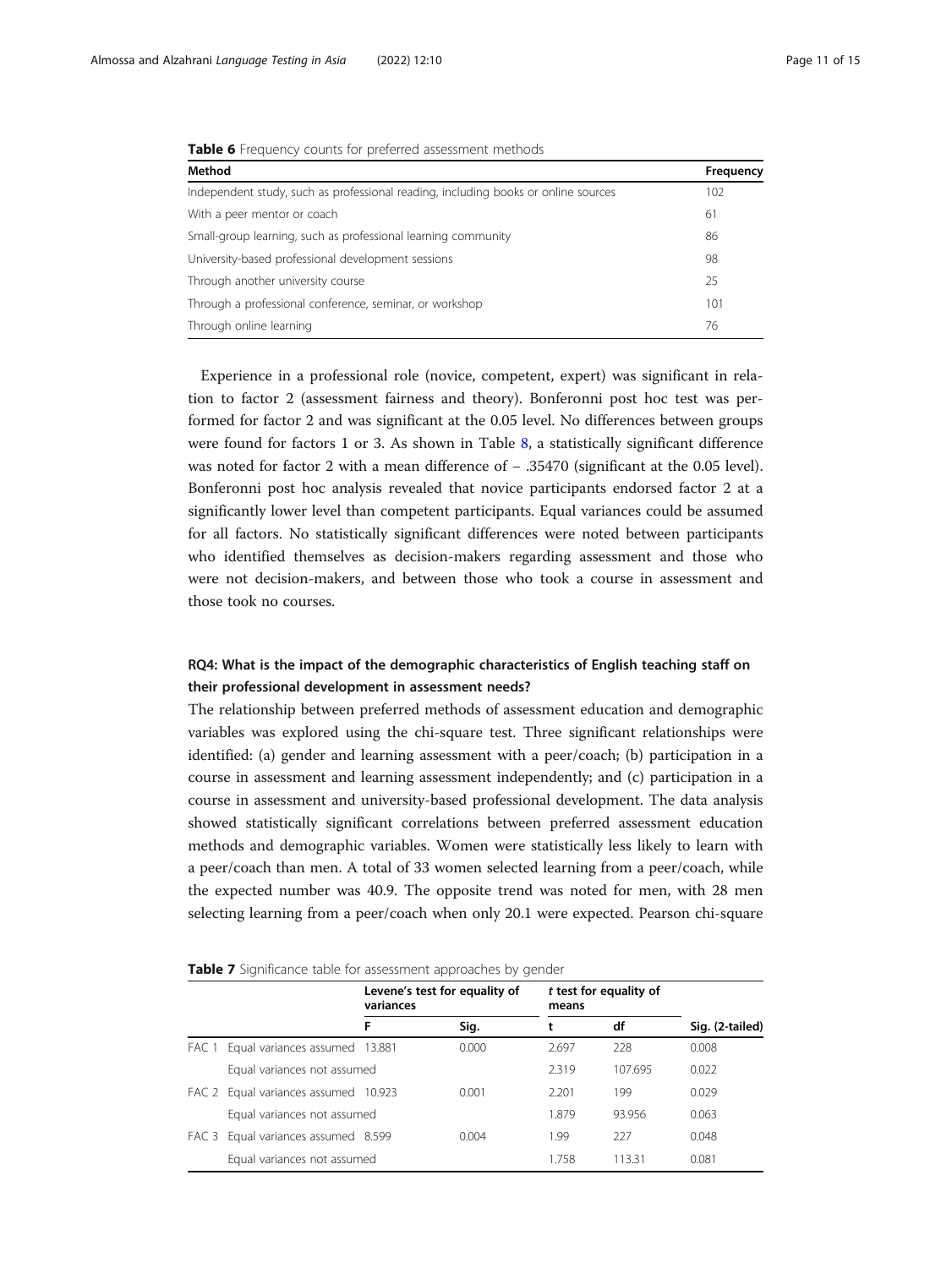**Table 6** Frequency counts for preferred assessment methods

| Method | Frequency |
| --- | --- |
| Independent study, such as professional reading, including books or online sources | 102 |
| With a peer mentor or coach | 61 |
| Small-group learning, such as professional learning community | 86 |
| University-based professional development sessions | 98 |
| Through another university course | 25 |
| Through a professional conference, seminar, or workshop | 101 |
| Through online learning | 76 |

Experience in a professional role (novice, competent, expert) was significant in relation to factor 2 (assessment fairness and theory). Bonferonni post hoc test was performed for factor 2 and was significant at the 0.05 level. No differences between groups were found for factors 1 or 3. As shown in Table 8, a statistically significant difference was noted for factor 2 with a mean difference of − .35470 (significant at the 0.05 level). Bonferonni post hoc analysis revealed that novice participants endorsed factor 2 at a significantly lower level than competent participants. Equal variances could be assumed for all factors. No statistically significant differences were noted between participants who identified themselves as decision-makers regarding assessment and those who were not decision-makers, and between those who took a course in assessment and those took no courses.

### RQ4: What is the impact of the demographic characteristics of English teaching staff on their professional development in assessment needs?

The relationship between preferred methods of assessment education and demographic variables was explored using the chi-square test. Three significant relationships were identified: (a) gender and learning assessment with a peer/coach; (b) participation in a course in assessment and learning assessment independently; and (c) participation in a course in assessment and university-based professional development. The data analysis showed statistically significant correlations between preferred assessment education methods and demographic variables. Women were statistically less likely to learn with a peer/coach than men. A total of 33 women selected learning from a peer/coach, while the expected number was 40.9. The opposite trend was noted for men, with 28 men selecting learning from a peer/coach when only 20.1 were expected. Pearson chi-square

**Table 7** Significance table for assessment approaches by gender

| | | Levene's test for equality of variances | | *t* test for equality of means | | |
| --- | --- | --- | --- | --- | --- | --- |
| | | F | Sig. | t | df | Sig. (2-tailed) |
| FAC 1 | Equal variances assumed | 13.881 | 0.000 | 2.697 | 228 | 0.008 |
| | Equal variances not assumed | | | 2.319 | 107.695 | 0.022 |
| FAC 2 | Equal variances assumed | 10.923 | 0.001 | 2.201 | 199 | 0.029 |
| | Equal variances not assumed | | | 1.879 | 93.956 | 0.063 |
| FAC 3 | Equal variances assumed | 8.599 | 0.004 | 1.99 | 227 | 0.048 |
| | Equal variances not assumed | | | 1.758 | 113.31 | 0.081 |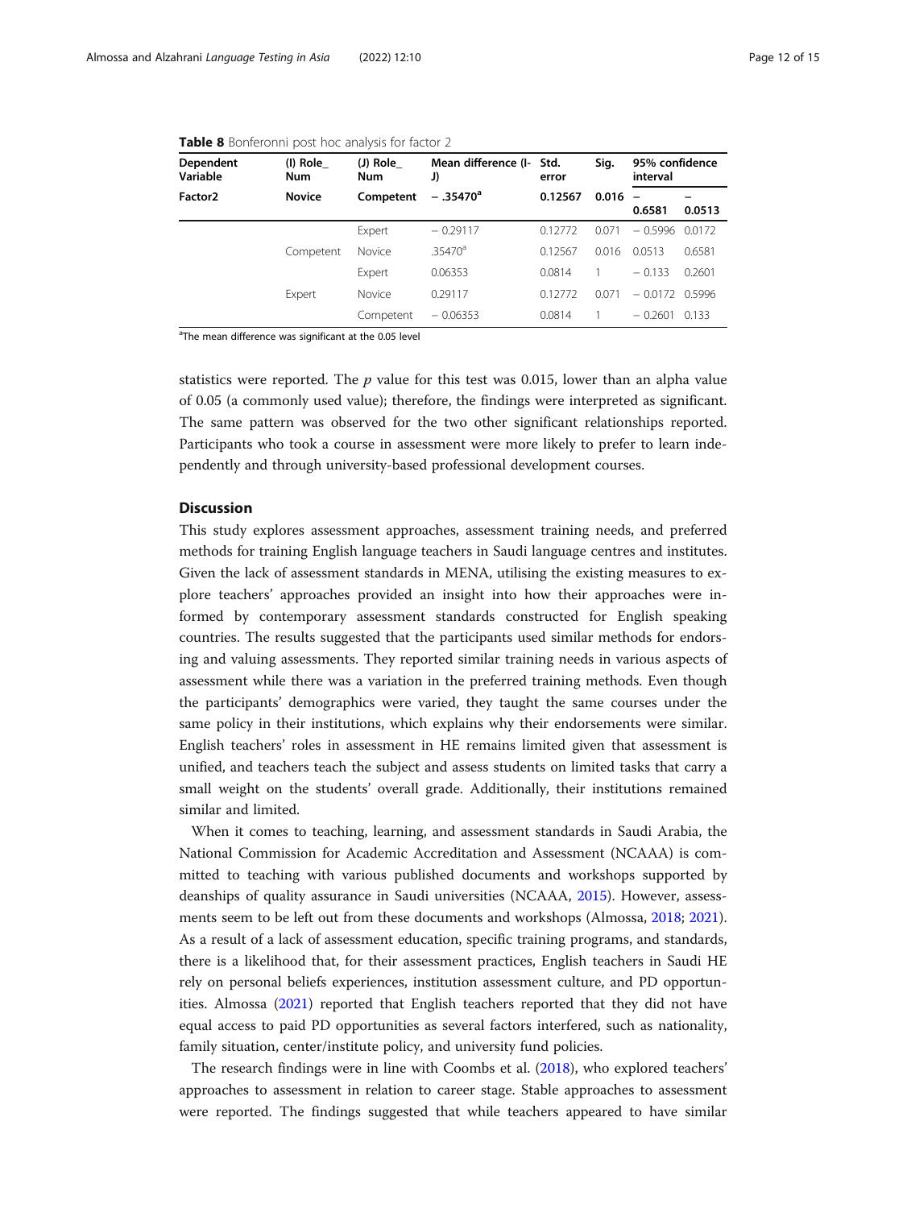**Table 8** Bonferonni post hoc analysis for factor 2

| Dependent Variable | (I) Role_ Num | (J) Role_ Num | Mean difference (I-J) | Std. error | Sig. | 95% confidence interval | |
|---|---|---|---|---|---|---|---|
| **Factor2** | **Novice** | **Competent** | **−.35470[a]** | **0.12567** | **0.016** | **−0.6581** | **−0.0513** |
| | | Expert | −0.29117 | 0.12772 | 0.071 | −0.5996 | 0.0172 |
| | Competent | Novice | .35470[a] | 0.12567 | 0.016 | 0.0513 | 0.6581 |
| | | Expert | 0.06353 | 0.0814 | 1 | −0.133 | 0.2601 |
| | Expert | Novice | 0.29117 | 0.12772 | 0.071 | −0.0172 | 0.5996 |
| | | Competent | −0.06353 | 0.0814 | 1 | −0.2601 | 0.133 |

[a]The mean difference was significant at the 0.05 level

statistics were reported. The $p$ value for this test was 0.015, lower than an alpha value of 0.05 (a commonly used value); therefore, the findings were interpreted as significant. The same pattern was observed for the two other significant relationships reported. Participants who took a course in assessment were more likely to prefer to learn independently and through university-based professional development courses.

## Discussion

This study explores assessment approaches, assessment training needs, and preferred methods for training English language teachers in Saudi language centres and institutes. Given the lack of assessment standards in MENA, utilising the existing measures to explore teachers' approaches provided an insight into how their approaches were informed by contemporary assessment standards constructed for English speaking countries. The results suggested that the participants used similar methods for endorsing and valuing assessments. They reported similar training needs in various aspects of assessment while there was a variation in the preferred training methods. Even though the participants' demographics were varied, they taught the same courses under the same policy in their institutions, which explains why their endorsements were similar. English teachers' roles in assessment in HE remains limited given that assessment is unified, and teachers teach the subject and assess students on limited tasks that carry a small weight on the students' overall grade. Additionally, their institutions remained similar and limited.

When it comes to teaching, learning, and assessment standards in Saudi Arabia, the National Commission for Academic Accreditation and Assessment (NCAAA) is committed to teaching with various published documents and workshops supported by deanships of quality assurance in Saudi universities (NCAAA, 2015). However, assessments seem to be left out from these documents and workshops (Almossa, 2018; 2021). As a result of a lack of assessment education, specific training programs, and standards, there is a likelihood that, for their assessment practices, English teachers in Saudi HE rely on personal beliefs experiences, institution assessment culture, and PD opportunities. Almossa (2021) reported that English teachers reported that they did not have equal access to paid PD opportunities as several factors interfered, such as nationality, family situation, center/institute policy, and university fund policies.

The research findings were in line with Coombs et al. (2018), who explored teachers' approaches to assessment in relation to career stage. Stable approaches to assessment were reported. The findings suggested that while teachers appeared to have similar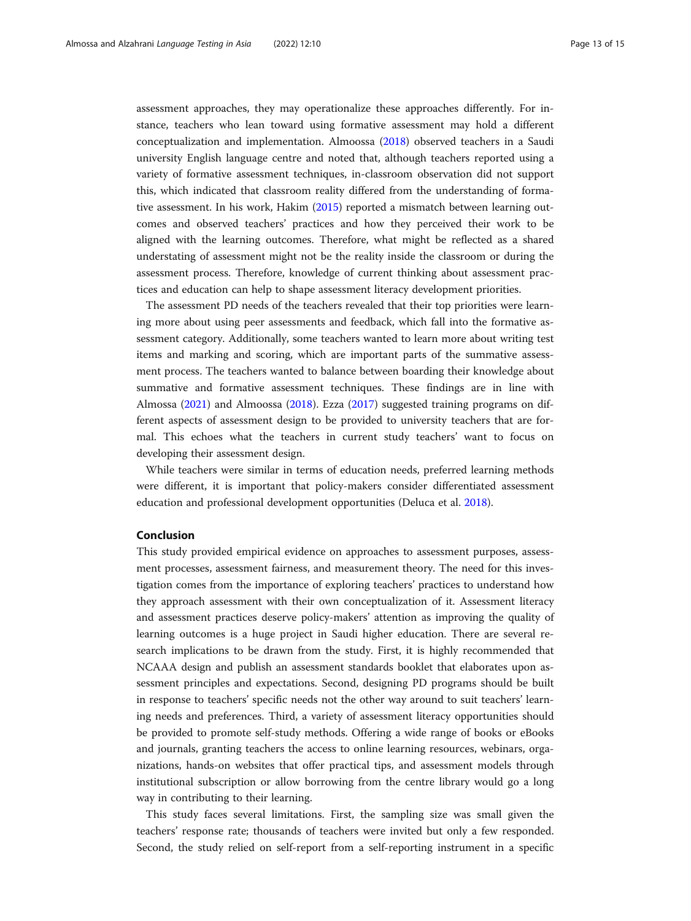assessment approaches, they may operationalize these approaches differently. For instance, teachers who lean toward using formative assessment may hold a different conceptualization and implementation. Almoossa (2018) observed teachers in a Saudi university English language centre and noted that, although teachers reported using a variety of formative assessment techniques, in-classroom observation did not support this, which indicated that classroom reality differed from the understanding of formative assessment. In his work, Hakim (2015) reported a mismatch between learning outcomes and observed teachers' practices and how they perceived their work to be aligned with the learning outcomes. Therefore, what might be reflected as a shared understating of assessment might not be the reality inside the classroom or during the assessment process. Therefore, knowledge of current thinking about assessment practices and education can help to shape assessment literacy development priorities.

The assessment PD needs of the teachers revealed that their top priorities were learning more about using peer assessments and feedback, which fall into the formative assessment category. Additionally, some teachers wanted to learn more about writing test items and marking and scoring, which are important parts of the summative assessment process. The teachers wanted to balance between boarding their knowledge about summative and formative assessment techniques. These findings are in line with Almossa (2021) and Almoossa (2018). Ezza (2017) suggested training programs on different aspects of assessment design to be provided to university teachers that are formal. This echoes what the teachers in current study teachers' want to focus on developing their assessment design.

While teachers were similar in terms of education needs, preferred learning methods were different, it is important that policy-makers consider differentiated assessment education and professional development opportunities (Deluca et al. 2018).

## Conclusion

This study provided empirical evidence on approaches to assessment purposes, assessment processes, assessment fairness, and measurement theory. The need for this investigation comes from the importance of exploring teachers' practices to understand how they approach assessment with their own conceptualization of it. Assessment literacy and assessment practices deserve policy-makers' attention as improving the quality of learning outcomes is a huge project in Saudi higher education. There are several research implications to be drawn from the study. First, it is highly recommended that NCAAA design and publish an assessment standards booklet that elaborates upon assessment principles and expectations. Second, designing PD programs should be built in response to teachers' specific needs not the other way around to suit teachers' learning needs and preferences. Third, a variety of assessment literacy opportunities should be provided to promote self-study methods. Offering a wide range of books or eBooks and journals, granting teachers the access to online learning resources, webinars, organizations, hands-on websites that offer practical tips, and assessment models through institutional subscription or allow borrowing from the centre library would go a long way in contributing to their learning.

This study faces several limitations. First, the sampling size was small given the teachers' response rate; thousands of teachers were invited but only a few responded. Second, the study relied on self-report from a self-reporting instrument in a specific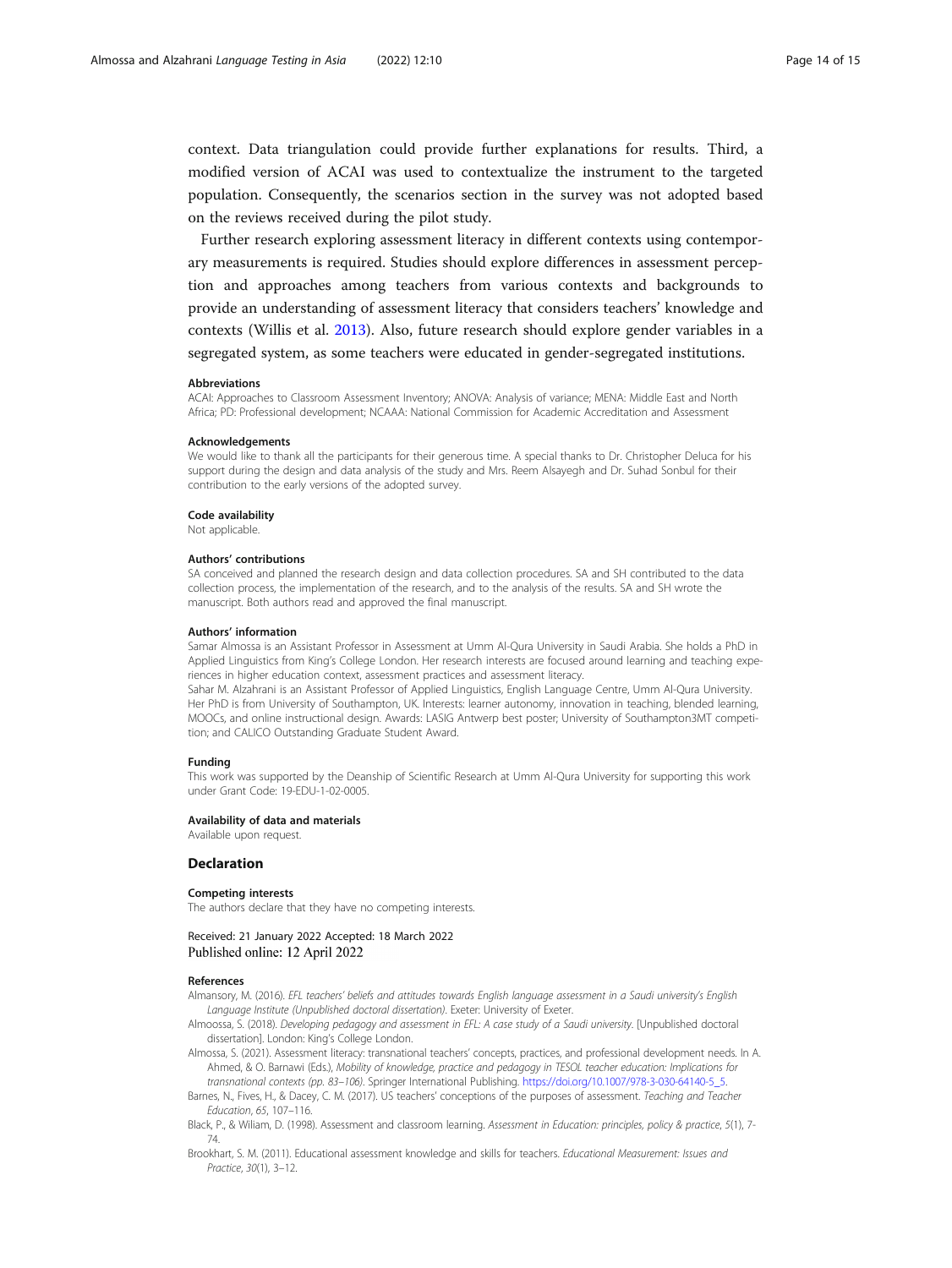context. Data triangulation could provide further explanations for results. Third, a modified version of ACAI was used to contextualize the instrument to the targeted population. Consequently, the scenarios section in the survey was not adopted based on the reviews received during the pilot study.

Further research exploring assessment literacy in different contexts using contemporary measurements is required. Studies should explore differences in assessment perception and approaches among teachers from various contexts and backgrounds to provide an understanding of assessment literacy that considers teachers' knowledge and contexts (Willis et al. 2013). Also, future research should explore gender variables in a segregated system, as some teachers were educated in gender-segregated institutions.

#### Abbreviations

ACAI: Approaches to Classroom Assessment Inventory; ANOVA: Analysis of variance; MENA: Middle East and North Africa; PD: Professional development; NCAAA: National Commission for Academic Accreditation and Assessment

#### Acknowledgements

We would like to thank all the participants for their generous time. A special thanks to Dr. Christopher Deluca for his support during the design and data analysis of the study and Mrs. Reem Alsayegh and Dr. Suhad Sonbul for their contribution to the early versions of the adopted survey.

#### Code availability

Not applicable.

#### Authors' contributions

SA conceived and planned the research design and data collection procedures. SA and SH contributed to the data collection process, the implementation of the research, and to the analysis of the results. SA and SH wrote the manuscript. Both authors read and approved the final manuscript.

#### Authors' information

Samar Almossa is an Assistant Professor in Assessment at Umm Al-Qura University in Saudi Arabia. She holds a PhD in Applied Linguistics from King's College London. Her research interests are focused around learning and teaching experiences in higher education context, assessment practices and assessment literacy.

Sahar M. Alzahrani is an Assistant Professor of Applied Linguistics, English Language Centre, Umm Al-Qura University. Her PhD is from University of Southampton, UK. Interests: learner autonomy, innovation in teaching, blended learning, MOOCs, and online instructional design. Awards: LASIG Antwerp best poster; University of Southampton3MT competition; and CALICO Outstanding Graduate Student Award.

#### Funding

This work was supported by the Deanship of Scientific Research at Umm Al-Qura University for supporting this work under Grant Code: 19-EDU-1-02-0005.

#### Availability of data and materials

Available upon request.

### Declaration

#### Competing interests

The authors declare that they have no competing interests.

Received: 21 January 2022 Accepted: 18 March 2022
Published online: 12 April 2022

#### References

Almansory, M. (2016). *EFL teachers' beliefs and attitudes towards English language assessment in a Saudi university's English Language Institute (Unpublished doctoral dissertation)*. Exeter: University of Exeter.

Almoossa, S. (2018). *Developing pedagogy and assessment in EFL: A case study of a Saudi university*. [Unpublished doctoral dissertation]. London: King's College London.

Almossa, S. (2021). Assessment literacy: transnational teachers' concepts, practices, and professional development needs. In A. Ahmed, & O. Barnawi (Eds.), *Mobility of knowledge, practice and pedagogy in TESOL teacher education: Implications for transnational contexts (pp. 83–106)*. Springer International Publishing. https://doi.org/10.1007/978-3-030-64140-5_5.

Barnes, N., Fives, H., & Dacey, C. M. (2017). US teachers' conceptions of the purposes of assessment. *Teaching and Teacher Education*, *65*, 107–116.

Black, P., & Wiliam, D. (1998). Assessment and classroom learning. *Assessment in Education: principles, policy & practice*, *5*(1), 7-74.

Brookhart, S. M. (2011). Educational assessment knowledge and skills for teachers. *Educational Measurement: Issues and Practice*, *30*(1), 3–12.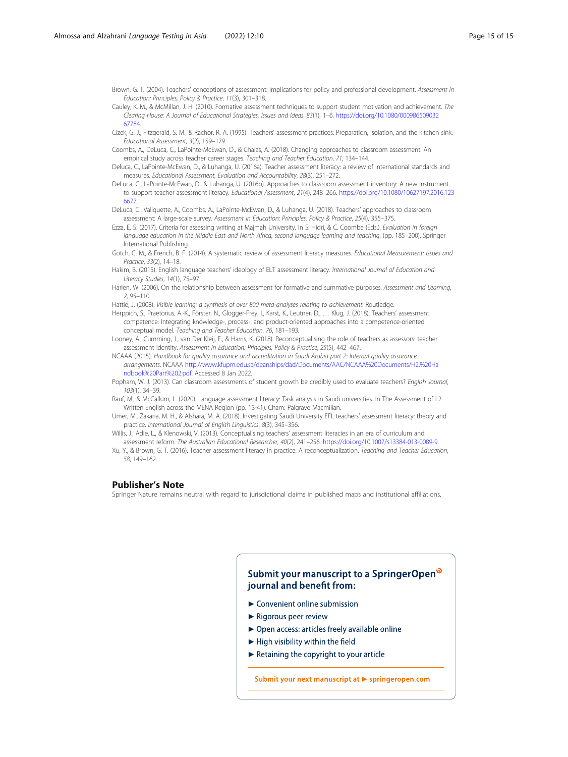Brown, G. T. (2004). Teachers' conceptions of assessment: Implications for policy and professional development. *Assessment in Education: Principles, Policy & Practice*, *11*(3), 301–318.

Cauley, K. M., & McMillan, J. H. (2010). Formative assessment techniques to support student motivation and achievement. *The Clearing House: A Journal of Educational Strategies, Issues and Ideas*, *83*(1), 1–6. https://doi.org/10.1080/00098650903267784.

Cizek, G. J., Fitzgerald, S. M., & Rachor, R. A. (1995). Teachers' assessment practices: Preparation, isolation, and the kitchen sink. *Educational Assessment*, *3*(2), 159–179.

Coombs, A., DeLuca, C., LaPointe-McEwan, D., & Chalas, A. (2018). Changing approaches to classroom assessment: An empirical study across teacher career stages. *Teaching and Teacher Education*, *71*, 134–144.

Deluca, C., LaPointe-McEwan, D., & Luhanga, U. (2016a). Teacher assessment literacy: a review of international standards and measures. *Educational Assessment, Evaluation and Accountability*, *28*(3), 251–272.

DeLuca, C., LaPointe-McEwan, D., & Luhanga, U. (2016b). Approaches to classroom assessment inventory: A new instrument to support teacher assessment literacy. *Educational Assessment*, *21*(4), 248–266. https://doi.org/10.1080/10627197.2016.1236677.

DeLuca, C., Valiquette, A., Coombs, A., LaPointe-McEwan, D., & Luhanga, U. (2018). Teachers' approaches to classroom assessment: A large-scale survey. *Assessment in Education: Principles, Policy & Practice*, *25*(4), 355–375.

Ezza, E. S. (2017). Criteria for assessing writing at Majmah University. In S. Hidri, & C. Coombe (Eds.), *Evaluation in foreign language education in the Middle East and North Africa, second language learning and teaching*, (pp. 185–200). Springer International Publishing.

Gotch, C. M., & French, B. F. (2014). A systematic review of assessment literacy measures. *Educational Measurement: Issues and Practice*, *33*(2), 14–18.

Hakim, B. (2015). English language teachers' ideology of ELT assessment literacy. *International Journal of Education and Literacy Studies*, *14*(1), 75–97.

Harlen, W. (2006). On the relationship between assessment for formative and summative purposes. *Assessment and Learning*, *2*, 95–110.

Hattie, J. (2008). *Visible learning: a synthesis of over 800 meta-analyses relating to achievement*. Routledge.

Herppich, S., Praetorius, A.-K., Förster, N., Glogger-Frey, I., Karst, K., Leutner, D., … Klug, J. (2018). Teachers' assessment competence: Integrating knowledge-, process-, and product-oriented approaches into a competence-oriented conceptual model. *Teaching and Teacher Education*, *76*, 181–193.

Looney, A., Cumming, J., van Der Kleij, F., & Harris, K. (2018). Reconceptualising the role of teachers as assessors: teacher assessment identity. *Assessment in Education: Principles, Policy & Practice*, *25*(5), 442–467.

NCAAA (2015). *Handbook for quality assurance and accreditation in Saudi Arabia part 2: Internal quality assurance arrangements*. NCAAA http://www.kfupm.edu.sa/deanships/dad/Documents/AAC/NCAAA%20Documents/H2.%20Handbook%20Part%202.pdf. Accessed 8 Jan 2022.

Popham, W. J. (2013). Can classroom assessments of student growth be credibly used to evaluate teachers? *English Journal*, *103*(1), 34–39.

Rauf, M., & McCallum, L. (2020). Language assessment literacy: Task analysis in Saudi universities. In The Assessment of L2 Written English across the MENA Region (pp. 13-41). Cham: Palgrave Macmillan.

Umer, M., Zakaria, M. H., & Alshara, M. A. (2018). Investigating Saudi University EFL teachers' assessment literacy: theory and practice. *International Journal of English Linguistics*, *8*(3), 345–356.

Willis, J., Adie, L., & Klenowski, V. (2013). Conceptualising teachers' assessment literacies in an era of curriculum and assessment reform. *The Australian Educational Researcher*, *40*(2), 241–256. https://doi.org/10.1007/s13384-013-0089-9.

Xu, Y., & Brown, G. T. (2016). Teacher assessment literacy in practice: A reconceptualization. *Teaching and Teacher Education*, *58*, 149–162.

## Publisher's Note

Springer Nature remains neutral with regard to jurisdictional claims in published maps and institutional affiliations.

**Submit your manuscript to a SpringerOpen journal and benefit from:**

- ► Convenient online submission
- ► Rigorous peer review
- ► Open access: articles freely available online
- ► High visibility within the field
- ► Retaining the copyright to your article

**Submit your next manuscript at ► springeropen.com**